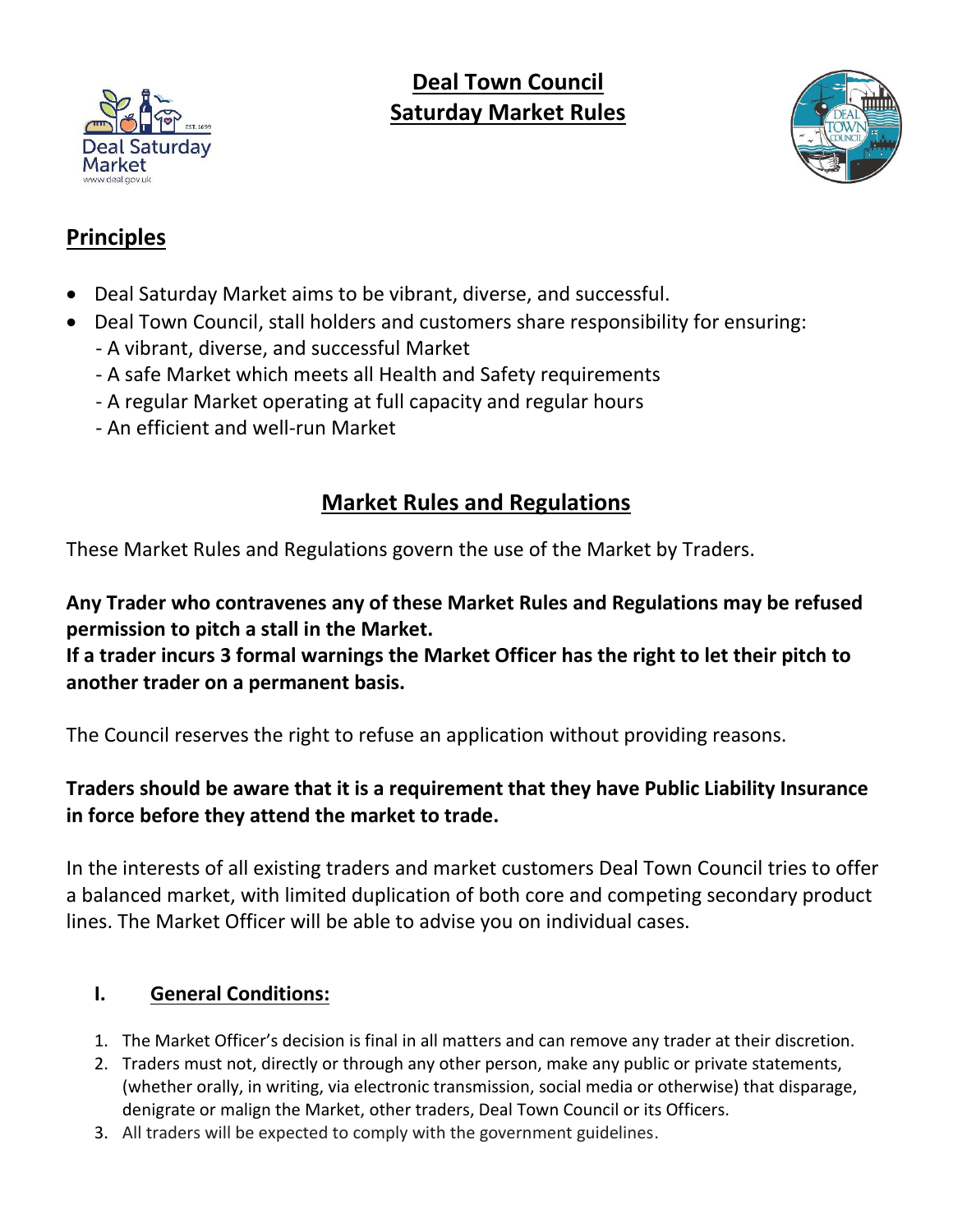# Deal Town Council
# Saturday Market Rules

## Principles

- Deal Saturday Market aims to be vibrant, diverse, and successful.
- Deal Town Council, stall holders and customers share responsibility for ensuring:
  - A vibrant, diverse, and successful Market
  - A safe Market which meets all Health and Safety requirements
  - A regular Market operating at full capacity and regular hours
  - An efficient and well-run Market

## Market Rules and Regulations

These Market Rules and Regulations govern the use of the Market by Traders.

**Any Trader who contravenes any of these Market Rules and Regulations may be refused permission to pitch a stall in the Market.**
**If a trader incurs 3 formal warnings the Market Officer has the right to let their pitch to another trader on a permanent basis.**

The Council reserves the right to refuse an application without providing reasons.

**Traders should be aware that it is a requirement that they have Public Liability Insurance in force before they attend the market to trade.**

In the interests of all existing traders and market customers Deal Town Council tries to offer a balanced market, with limited duplication of both core and competing secondary product lines. The Market Officer will be able to advise you on individual cases.

### I. General Conditions:

1. The Market Officer's decision is final in all matters and can remove any trader at their discretion.
2. Traders must not, directly or through any other person, make any public or private statements, (whether orally, in writing, via electronic transmission, social media or otherwise) that disparage, denigrate or malign the Market, other traders, Deal Town Council or its Officers.
3. All traders will be expected to comply with the government guidelines.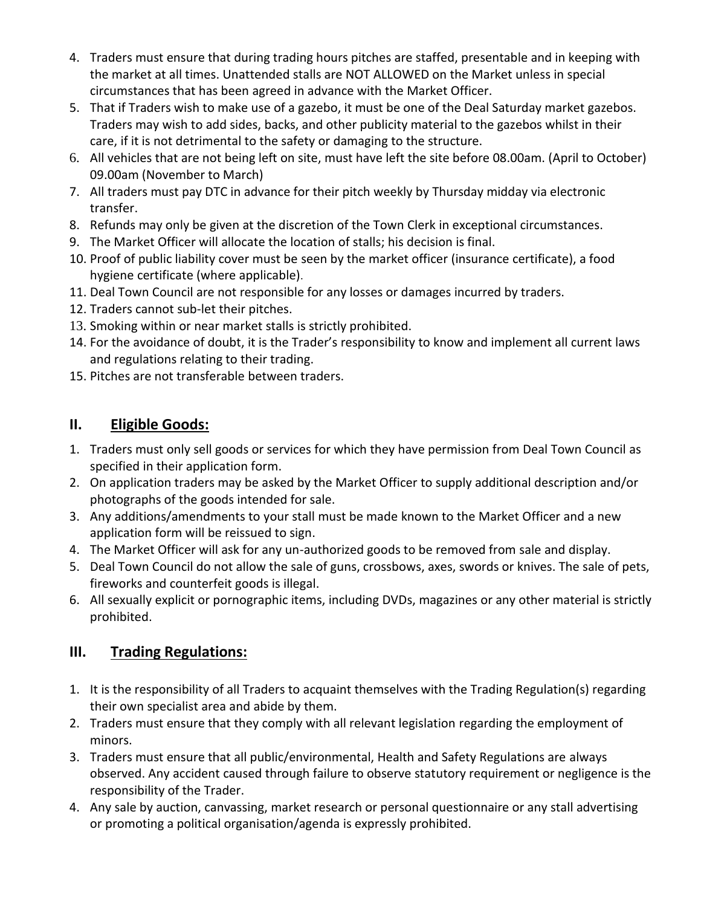4. Traders must ensure that during trading hours pitches are staffed, presentable and in keeping with the market at all times. Unattended stalls are NOT ALLOWED on the Market unless in special circumstances that has been agreed in advance with the Market Officer.
5. That if Traders wish to make use of a gazebo, it must be one of the Deal Saturday market gazebos. Traders may wish to add sides, backs, and other publicity material to the gazebos whilst in their care, if it is not detrimental to the safety or damaging to the structure.
6. All vehicles that are not being left on site, must have left the site before 08.00am. (April to October) 09.00am (November to March)
7. All traders must pay DTC in advance for their pitch weekly by Thursday midday via electronic transfer.
8. Refunds may only be given at the discretion of the Town Clerk in exceptional circumstances.
9. The Market Officer will allocate the location of stalls; his decision is final.
10. Proof of public liability cover must be seen by the market officer (insurance certificate), a food hygiene certificate (where applicable).
11. Deal Town Council are not responsible for any losses or damages incurred by traders.
12. Traders cannot sub-let their pitches.
13. Smoking within or near market stalls is strictly prohibited.
14. For the avoidance of doubt, it is the Trader's responsibility to know and implement all current laws and regulations relating to their trading.
15. Pitches are not transferable between traders.

## II. <u>Eligible Goods:</u>

1. Traders must only sell goods or services for which they have permission from Deal Town Council as specified in their application form.
2. On application traders may be asked by the Market Officer to supply additional description and/or photographs of the goods intended for sale.
3. Any additions/amendments to your stall must be made known to the Market Officer and a new application form will be reissued to sign.
4. The Market Officer will ask for any un-authorized goods to be removed from sale and display.
5. Deal Town Council do not allow the sale of guns, crossbows, axes, swords or knives. The sale of pets, fireworks and counterfeit goods is illegal.
6. All sexually explicit or pornographic items, including DVDs, magazines or any other material is strictly prohibited.

## III. <u>Trading Regulations:</u>

1. It is the responsibility of all Traders to acquaint themselves with the Trading Regulation(s) regarding their own specialist area and abide by them.
2. Traders must ensure that they comply with all relevant legislation regarding the employment of minors.
3. Traders must ensure that all public/environmental, Health and Safety Regulations are always observed. Any accident caused through failure to observe statutory requirement or negligence is the responsibility of the Trader.
4. Any sale by auction, canvassing, market research or personal questionnaire or any stall advertising or promoting a political organisation/agenda is expressly prohibited.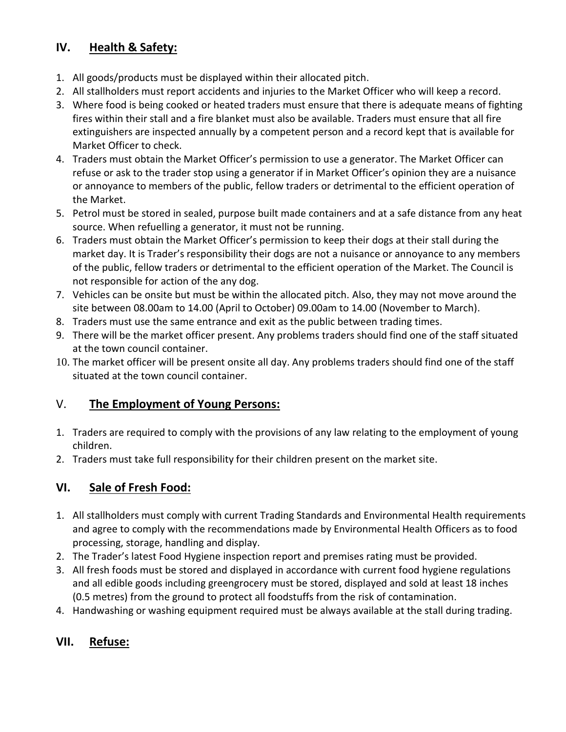## IV. Health & Safety:

1. All goods/products must be displayed within their allocated pitch.
2. All stallholders must report accidents and injuries to the Market Officer who will keep a record.
3. Where food is being cooked or heated traders must ensure that there is adequate means of fighting fires within their stall and a fire blanket must also be available. Traders must ensure that all fire extinguishers are inspected annually by a competent person and a record kept that is available for Market Officer to check.
4. Traders must obtain the Market Officer's permission to use a generator. The Market Officer can refuse or ask to the trader stop using a generator if in Market Officer's opinion they are a nuisance or annoyance to members of the public, fellow traders or detrimental to the efficient operation of the Market.
5. Petrol must be stored in sealed, purpose built made containers and at a safe distance from any heat source. When refuelling a generator, it must not be running.
6. Traders must obtain the Market Officer's permission to keep their dogs at their stall during the market day. It is Trader's responsibility their dogs are not a nuisance or annoyance to any members of the public, fellow traders or detrimental to the efficient operation of the Market. The Council is not responsible for action of the any dog.
7. Vehicles can be onsite but must be within the allocated pitch. Also, they may not move around the site between 08.00am to 14.00 (April to October) 09.00am to 14.00 (November to March).
8. Traders must use the same entrance and exit as the public between trading times.
9. There will be the market officer present. Any problems traders should find one of the staff situated at the town council container.
10. The market officer will be present onsite all day. Any problems traders should find one of the staff situated at the town council container.

## V. The Employment of Young Persons:

1. Traders are required to comply with the provisions of any law relating to the employment of young children.
2. Traders must take full responsibility for their children present on the market site.

## VI. Sale of Fresh Food:

1. All stallholders must comply with current Trading Standards and Environmental Health requirements and agree to comply with the recommendations made by Environmental Health Officers as to food processing, storage, handling and display.
2. The Trader's latest Food Hygiene inspection report and premises rating must be provided.
3. All fresh foods must be stored and displayed in accordance with current food hygiene regulations and all edible goods including greengrocery must be stored, displayed and sold at least 18 inches (0.5 metres) from the ground to protect all foodstuffs from the risk of contamination.
4. Handwashing or washing equipment required must be always available at the stall during trading.

## VII. Refuse: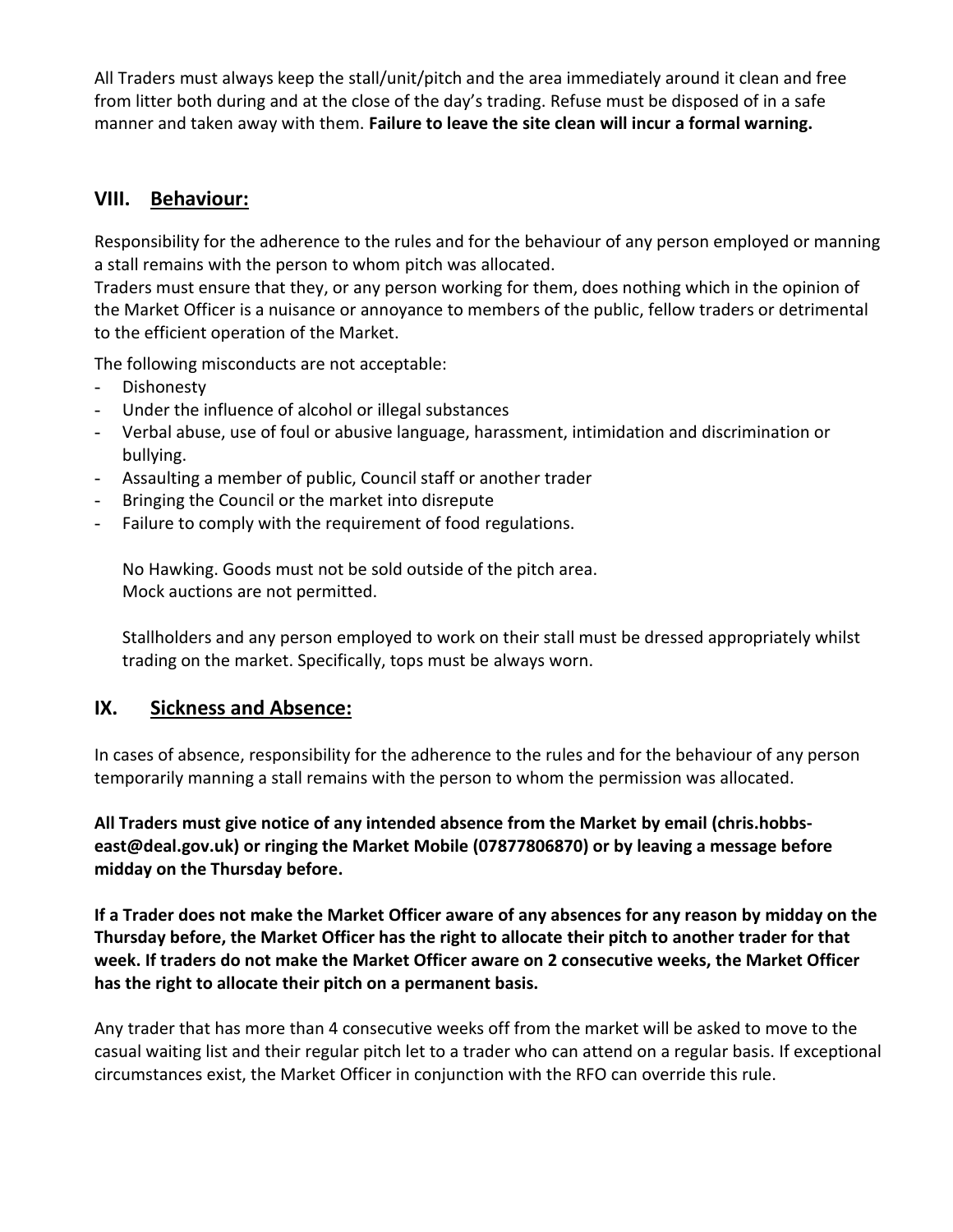All Traders must always keep the stall/unit/pitch and the area immediately around it clean and free from litter both during and at the close of the day's trading. Refuse must be disposed of in a safe manner and taken away with them. **Failure to leave the site clean will incur a formal warning.**

## VIII. Behaviour:

Responsibility for the adherence to the rules and for the behaviour of any person employed or manning a stall remains with the person to whom pitch was allocated.

Traders must ensure that they, or any person working for them, does nothing which in the opinion of the Market Officer is a nuisance or annoyance to members of the public, fellow traders or detrimental to the efficient operation of the Market.

The following misconducts are not acceptable:

- Dishonesty
- Under the influence of alcohol or illegal substances
- Verbal abuse, use of foul or abusive language, harassment, intimidation and discrimination or bullying.
- Assaulting a member of public, Council staff or another trader
- Bringing the Council or the market into disrepute
- Failure to comply with the requirement of food regulations.

No Hawking. Goods must not be sold outside of the pitch area.
Mock auctions are not permitted.

Stallholders and any person employed to work on their stall must be dressed appropriately whilst trading on the market. Specifically, tops must be always worn.

## IX. Sickness and Absence:

In cases of absence, responsibility for the adherence to the rules and for the behaviour of any person temporarily manning a stall remains with the person to whom the permission was allocated.

**All Traders must give notice of any intended absence from the Market by email (chris.hobbs-east@deal.gov.uk) or ringing the Market Mobile (07877806870) or by leaving a message before midday on the Thursday before.**

**If a Trader does not make the Market Officer aware of any absences for any reason by midday on the Thursday before, the Market Officer has the right to allocate their pitch to another trader for that week. If traders do not make the Market Officer aware on 2 consecutive weeks, the Market Officer has the right to allocate their pitch on a permanent basis.**

Any trader that has more than 4 consecutive weeks off from the market will be asked to move to the casual waiting list and their regular pitch let to a trader who can attend on a regular basis. If exceptional circumstances exist, the Market Officer in conjunction with the RFO can override this rule.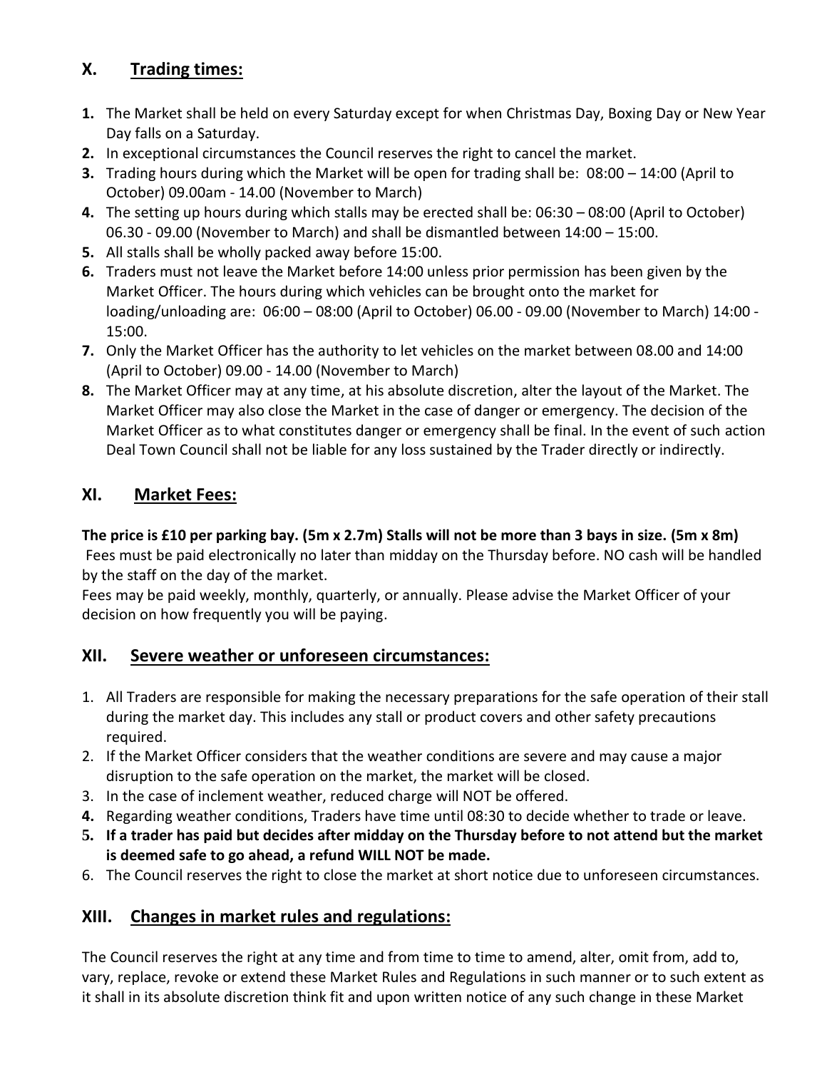## X. Trading times:

1. The Market shall be held on every Saturday except for when Christmas Day, Boxing Day or New Year Day falls on a Saturday.
2. In exceptional circumstances the Council reserves the right to cancel the market.
3. Trading hours during which the Market will be open for trading shall be: 08:00 – 14:00 (April to October) 09.00am - 14.00 (November to March)
4. The setting up hours during which stalls may be erected shall be: 06:30 – 08:00 (April to October) 06.30 - 09.00 (November to March) and shall be dismantled between 14:00 – 15:00.
5. All stalls shall be wholly packed away before 15:00.
6. Traders must not leave the Market before 14:00 unless prior permission has been given by the Market Officer. The hours during which vehicles can be brought onto the market for loading/unloading are: 06:00 – 08:00 (April to October) 06.00 - 09.00 (November to March) 14:00 - 15:00.
7. Only the Market Officer has the authority to let vehicles on the market between 08.00 and 14:00 (April to October) 09.00 - 14.00 (November to March)
8. The Market Officer may at any time, at his absolute discretion, alter the layout of the Market. The Market Officer may also close the Market in the case of danger or emergency. The decision of the Market Officer as to what constitutes danger or emergency shall be final. In the event of such action Deal Town Council shall not be liable for any loss sustained by the Trader directly or indirectly.

## XI. Market Fees:

**The price is £10 per parking bay. (5m x 2.7m) Stalls will not be more than 3 bays in size. (5m x 8m)**
Fees must be paid electronically no later than midday on the Thursday before. NO cash will be handled by the staff on the day of the market.
Fees may be paid weekly, monthly, quarterly, or annually. Please advise the Market Officer of your decision on how frequently you will be paying.

## XII. Severe weather or unforeseen circumstances:

1. All Traders are responsible for making the necessary preparations for the safe operation of their stall during the market day. This includes any stall or product covers and other safety precautions required.
2. If the Market Officer considers that the weather conditions are severe and may cause a major disruption to the safe operation on the market, the market will be closed.
3. In the case of inclement weather, reduced charge will NOT be offered.
4. Regarding weather conditions, Traders have time until 08:30 to decide whether to trade or leave.
5. **If a trader has paid but decides after midday on the Thursday before to not attend but the market is deemed safe to go ahead, a refund WILL NOT be made.**
6. The Council reserves the right to close the market at short notice due to unforeseen circumstances.

## XIII. Changes in market rules and regulations:

The Council reserves the right at any time and from time to time to amend, alter, omit from, add to, vary, replace, revoke or extend these Market Rules and Regulations in such manner or to such extent as it shall in its absolute discretion think fit and upon written notice of any such change in these Market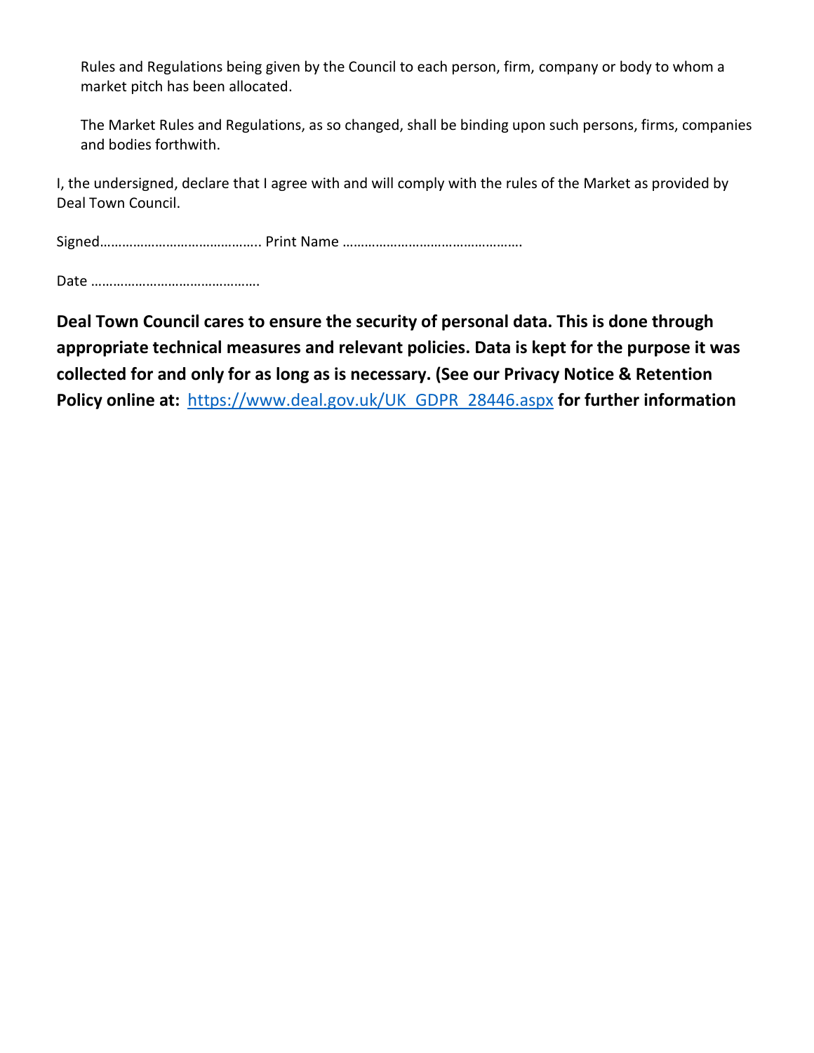Rules and Regulations being given by the Council to each person, firm, company or body to whom a market pitch has been allocated.

The Market Rules and Regulations, as so changed, shall be binding upon such persons, firms, companies and bodies forthwith.

I, the undersigned, declare that I agree with and will comply with the rules of the Market as provided by Deal Town Council.

Signed…………………………………….. Print Name ………………………………………….

Date ……………………………………….

**Deal Town Council cares to ensure the security of personal data. This is done through appropriate technical measures and relevant policies. Data is kept for the purpose it was collected for and only for as long as is necessary. (See our Privacy Notice & Retention Policy online at:** [https://www.deal.gov.uk/UK_GDPR_28446.aspx](https://www.deal.gov.uk/UK_GDPR_28446.aspx) **for further information**